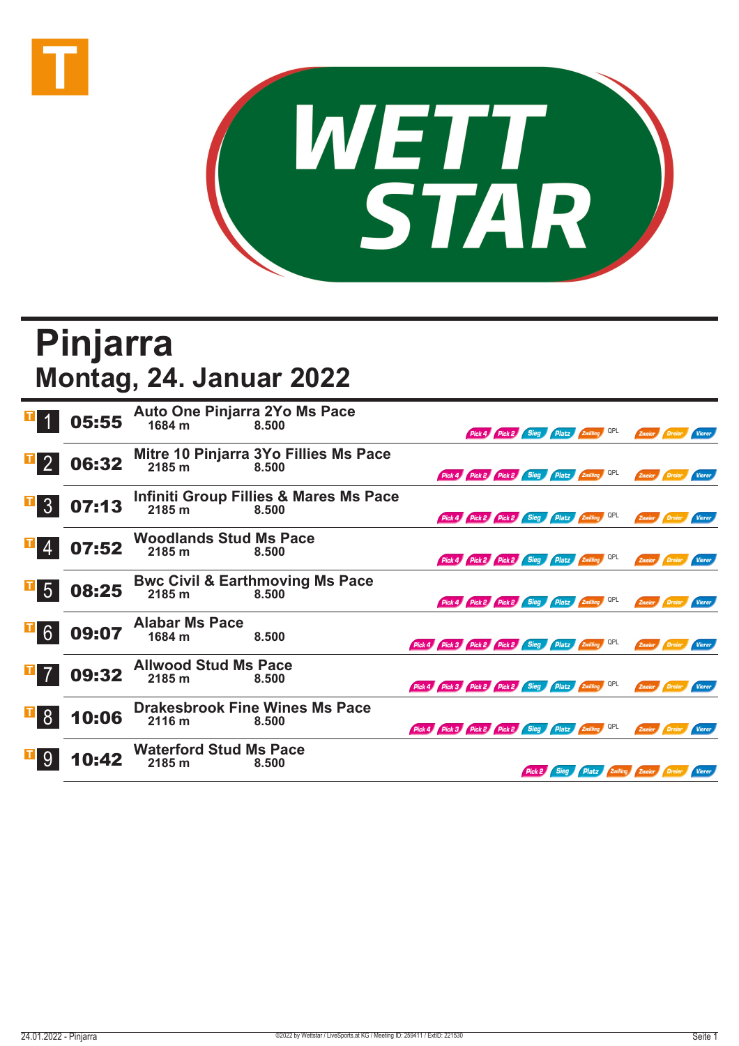# Pinjarra

## Montag, 24. Januar 2022

| Nr. | Zeit | Rennen | Distanz | Preisgeld | Wetten |
|---|---|---|---|---|---|
| 1 | 05:55 | Auto One Pinjarra 2Yo Ms Pace | 1684 m | 8.500 | Pick 4, Pick 2, Sieg, Platz, Zwilling, QPL, Zweier, Dreier, Vierer |
| 2 | 06:32 | Mitre 10 Pinjarra 3Yo Fillies Ms Pace | 2185 m | 8.500 | Pick 4, Pick 2, Pick 2, Sieg, Platz, Zwilling, QPL, Zweier, Dreier, Vierer |
| 3 | 07:13 | Infiniti Group Fillies & Mares Ms Pace | 2185 m | 8.500 | Pick 4, Pick 2, Pick 2, Sieg, Platz, Zwilling, QPL, Zweier, Dreier, Vierer |
| 4 | 07:52 | Woodlands Stud Ms Pace | 2185 m | 8.500 | Pick 4, Pick 2, Pick 2, Sieg, Platz, Zwilling, QPL, Zweier, Dreier, Vierer |
| 5 | 08:25 | Bwc Civil & Earthmoving Ms Pace | 2185 m | 8.500 | Pick 4, Pick 2, Pick 2, Sieg, Platz, Zwilling, QPL, Zweier, Dreier, Vierer |
| 6 | 09:07 | Alabar Ms Pace | 1684 m | 8.500 | Pick 4, Pick 3, Pick 2, Pick 2, Sieg, Platz, Zwilling, QPL, Zweier, Dreier, Vierer |
| 7 | 09:32 | Allwood Stud Ms Pace | 2185 m | 8.500 | Pick 4, Pick 3, Pick 2, Pick 2, Sieg, Platz, Zwilling, QPL, Zweier, Dreier, Vierer |
| 8 | 10:06 | Drakesbrook Fine Wines Ms Pace | 2116 m | 8.500 | Pick 4, Pick 3, Pick 2, Pick 2, Sieg, Platz, Zwilling, QPL, Zweier, Dreier, Vierer |
| 9 | 10:42 | Waterford Stud Ms Pace | 2185 m | 8.500 | Pick 2, Sieg, Platz, Zwilling, Zweier, Dreier, Vierer |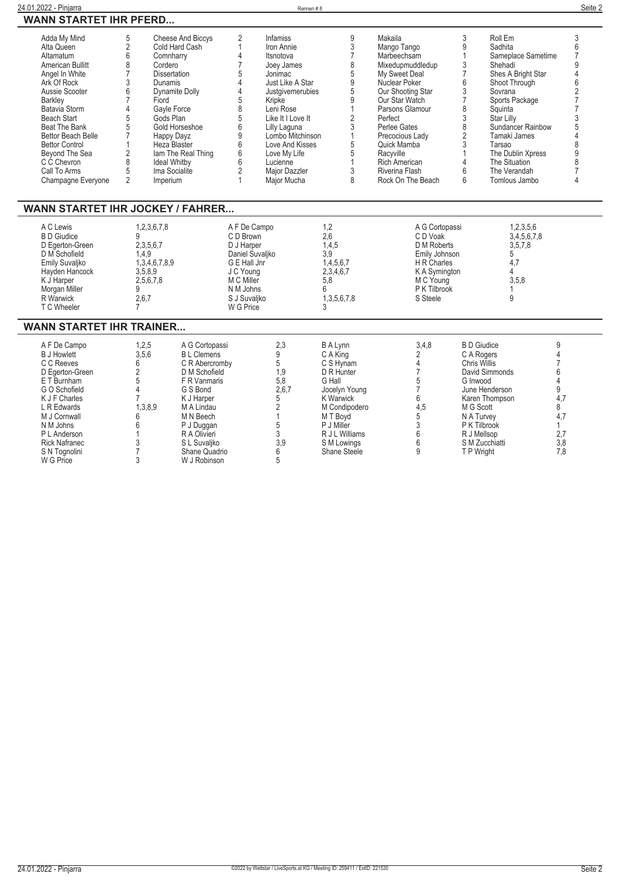## WANN STARTET IHR PFERD...

| Pferd | Rennen | Pferd | Rennen | Pferd | Rennen | Pferd | Rennen | Pferd | Rennen |
|---|---|---|---|---|---|---|---|---|---|
| Adda My Mind | 5 | Cheese And Biccys | 2 | Infamiss | 9 | Makaila | 3 | Roll Em | 3 |
| Alta Queen | 2 | Cold Hard Cash | 1 | Iron Annie | 3 | Mango Tango | 9 | Sadhita | 6 |
| Altamatum | 6 | Comnharry | 4 | Itsnotova | 7 | Marbeechsam | 1 | Sameplace Sametime | 7 |
| American Bullitt | 8 | Cordero | 7 | Joey James | 8 | Mixedupmuddledup | 3 | Shehadi | 9 |
| Angel In White | 7 | Dissertation | 5 | Jonimac | 5 | My Sweet Deal | 7 | Shes A Bright Star | 4 |
| Ark Of Rock | 3 | Dunamis | 4 | Just Like A Star | 9 | Nuclear Poker | 6 | Shoot Through | 6 |
| Aussie Scooter | 6 | Dynamite Dolly | 4 | Justgivemerubies | 5 | Our Shooting Star | 3 | Sovrana | 2 |
| Barkley | 7 | Fiord | 5 | Kripke | 9 | Our Star Watch | 7 | Sports Package | 7 |
| Batavia Storm | 4 | Gayle Force | 8 | Leni Rose | 1 | Parsons Glamour | 8 | Squinta | 7 |
| Beach Start | 5 | Gods Plan | 5 | Like It I Love It | 2 | Perfect | 3 | Star Lilly | 3 |
| Beat The Bank | 5 | Gold Horseshoe | 6 | Lilly Laguna | 3 | Perlee Gates | 8 | Sundancer Rainbow | 5 |
| Bettor Beach Belle | 7 | Happy Dayz | 9 | Lombo Mitchinson | 1 | Precocious Lady | 2 | Tamaki James | 4 |
| Bettor Control | 1 | Heza Blaster | 6 | Love And Kisses | 5 | Quick Mamba | 3 | Tarsao | 8 |
| Beyond The Sea | 2 | Iam The Real Thing | 6 | Love My Life | 5 | Racyville | 1 | The Dublin Xpress | 9 |
| C C Chevron | 8 | Ideal Whitby | 6 | Lucienne | 1 | Rich American | 4 | The Situation | 8 |
| Call To Arms | 5 | Ima Socialite | 2 | Major Dazzler | 3 | Riverina Flash | 6 | The Verandah | 7 |
| Champagne Everyone | 2 | Imperium | 1 | Major Mucha | 8 | Rock On The Beach | 6 | Tomlous Jambo | 4 |

## WANN STARTET IHR JOCKEY / FAHRER...

| Jockey / Fahrer | Rennen | Jockey / Fahrer | Rennen | Jockey / Fahrer | Rennen |
|---|---|---|---|---|---|
| A C Lewis | 1,2,3,6,7,8 | A F De Campo | 1,2 | A G Cortopassi | 1,2,3,5,6 |
| B D Giudice | 9 | C D Brown | 2,6 | C D Voak | 3,4,5,6,7,8 |
| D Egerton-Green | 2,3,5,6,7 | D J Harper | 1,4,5 | D M Roberts | 3,5,7,8 |
| D M Schofield | 1,4,9 | Daniel Suvaljko | 3,9 | Emily Johnson | 5 |
| Emily Suvaljko | 1,3,4,6,7,8,9 | G E Hall Jnr | 1,4,5,6,7 | H R Charles | 4,7 |
| Hayden Hancock | 3,5,8,9 | J C Young | 2,3,4,6,7 | K A Symington | 4 |
| K J Harper | 2,5,6,7,8 | M C Miller | 5,8 | M C Young | 3,5,8 |
| Morgan Miller | 9 | N M Johns | 6 | P K Tilbrook | 1 |
| R Warwick | 2,6,7 | S J Suvaljko | 1,3,5,6,7,8 | S Steele | 9 |
| T C Wheeler | 7 | W G Price | 3 | | |

## WANN STARTET IHR TRAINER...

| Trainer | Rennen | Trainer | Rennen | Trainer | Rennen | Trainer | Rennen |
|---|---|---|---|---|---|---|---|
| A F De Campo | 1,2,5 | A G Cortopassi | 2,3 | B A Lynn | 3,4,8 | B D Giudice | 9 |
| B J Howlett | 3,5,6 | B L Clemens | 9 | C A King | 2 | C A Rogers | 4 |
| C C Reeves | 6 | C R Abercromby | 5 | C S Hynam | 4 | Chris Willis | 7 |
| D Egerton-Green | 2 | D M Schofield | 1,9 | D R Hunter | 7 | David Simmonds | 6 |
| E T Burnham | 5 | F R Vanmaris | 5,8 | G Hall | 5 | G Inwood | 4 |
| G O Schofield | 4 | G S Bond | 2,6,7 | Jocelyn Young | 7 | June Henderson | 9 |
| K J F Charles | 7 | K J Harper | 5 | K Warwick | 6 | Karen Thompson | 4,7 |
| L R Edwards | 1,3,8,9 | M A Lindau | 2 | M Condipodero | 4,5 | M G Scott | 8 |
| M J Cornwall | 6 | M N Beech | 1 | M T Boyd | 5 | N A Turvey | 4,7 |
| N M Johns | 6 | P J Duggan | 5 | P J Miller | 3 | P K Tilbrook | 1 |
| P L Anderson | 1 | R A Olivieri | 3 | R J L Williams | 6 | R J Mellsop | 2,7 |
| Rick Nafranec | 3 | S L Suvaljko | 3,9 | S M Lowings | 6 | S M Zucchiatti | 3,8 |
| S N Tognolini | 7 | Shane Quadrio | 6 | Shane Steele | 9 | T P Wright | 7,8 |
| W G Price | 3 | W J Robinson | 5 | | | | |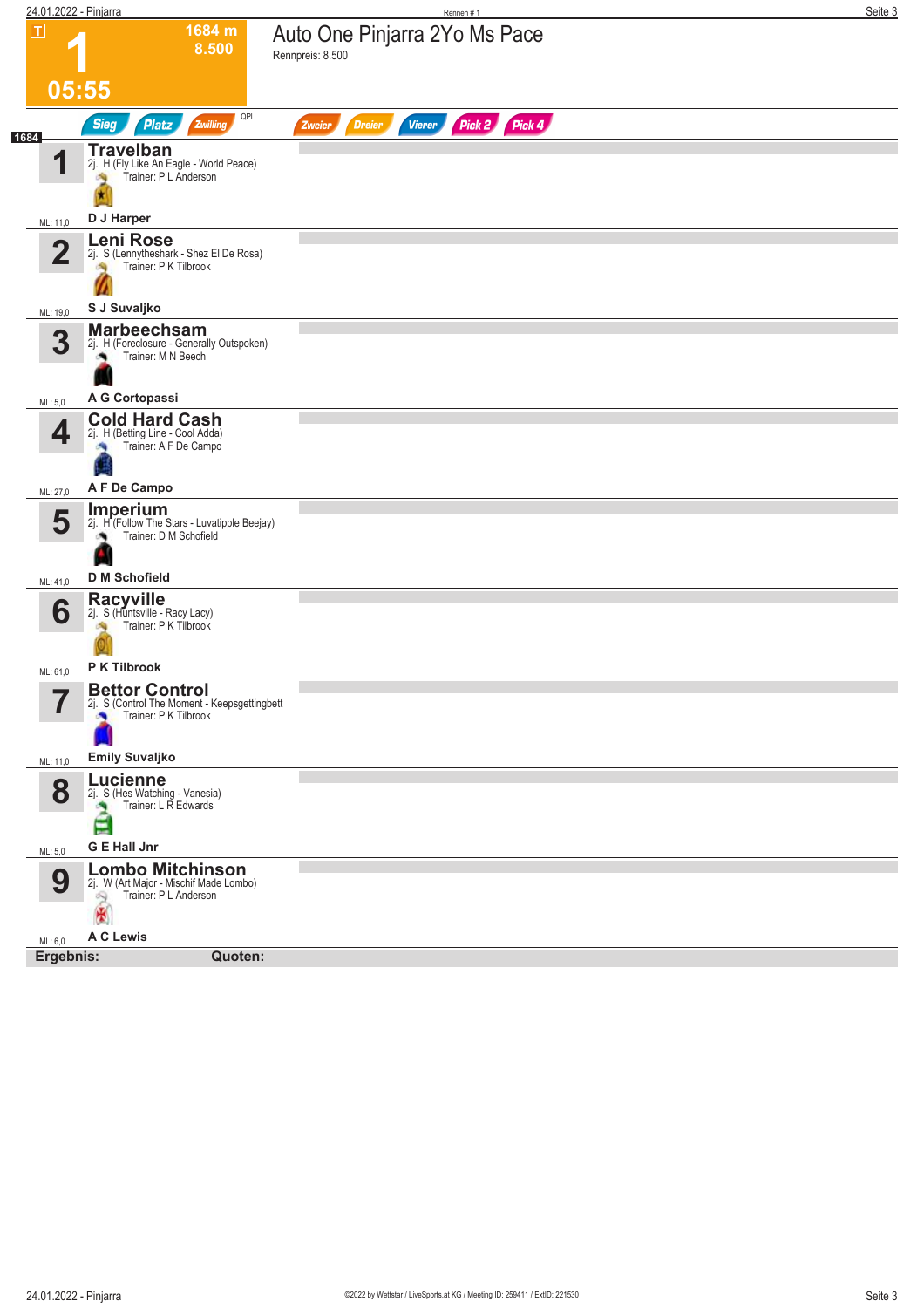# 1 — Auto One Pinjarra 2Yo Ms Pace

T

1684 m
8.500

05:55

Rennpreis: 8.500

Sieg | Platz | Zwilling | QPL | Zweier | Dreier | Vierer | Pick 2 | Pick 4

1684

| Nr. | Pferd | Details | ML |
|---|---|---|---|
| 1 | **Travelban** | 2j. H (Fly Like An Eagle - World Peace) Trainer: P L Anderson — **D J Harper** | ML: 11,0 |
| 2 | **Leni Rose** | 2j. S (Lennytheshark - Shez El De Rosa) Trainer: P K Tilbrook — **S J Suvaljko** | ML: 19,0 |
| 3 | **Marbeechsam** | 2j. H (Foreclosure - Generally Outspoken) Trainer: M N Beech — **A G Cortopassi** | ML: 5,0 |
| 4 | **Cold Hard Cash** | 2j. H (Betting Line - Cool Adda) Trainer: A F De Campo — **A F De Campo** | ML: 27,0 |
| 5 | **Imperium** | 2j. H (Follow The Stars - Luvatipple Beejay) Trainer: D M Schofield — **D M Schofield** | ML: 41,0 |
| 6 | **Racyville** | 2j. S (Huntsville - Racy Lacy) Trainer: P K Tilbrook — **P K Tilbrook** | ML: 61,0 |
| 7 | **Bettor Control** | 2j. S (Control The Moment - Keepsgettingbett Trainer: P K Tilbrook — **Emily Suvaljko** | ML: 11,0 |
| 8 | **Lucienne** | 2j. S (Hes Watching - Vanesia) Trainer: L R Edwards — **G E Hall Jnr** | ML: 5,0 |
| 9 | **Lombo Mitchinson** | 2j. W (Art Major - Mischif Made Lombo) Trainer: P L Anderson — **A C Lewis** | ML: 6,0 |

**Ergebnis:** **Quoten:**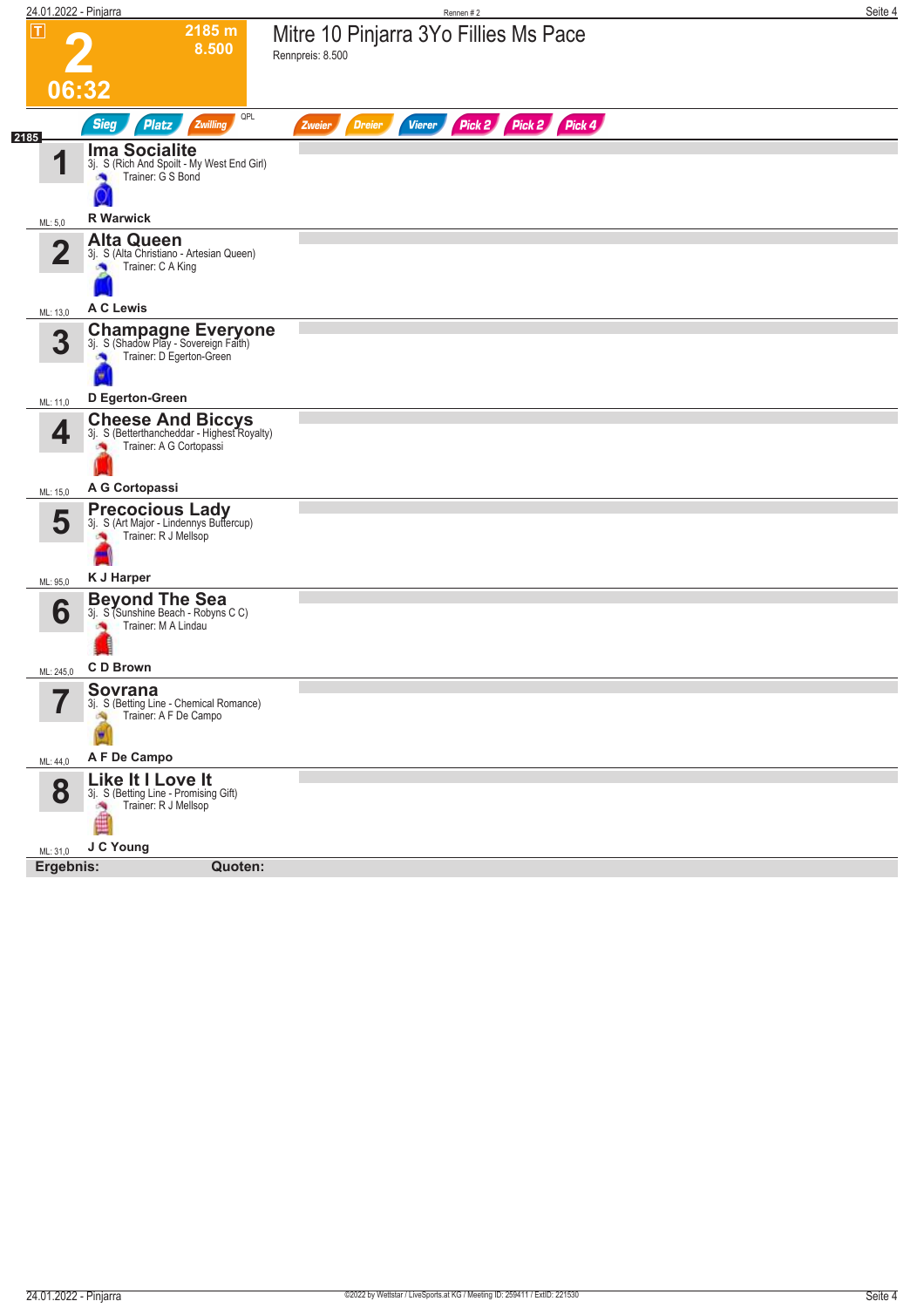# 2

**2185 m**
**8.500**

**06:32**

## Mitre 10 Pinjarra 3Yo Fillies Ms Pace

Rennpreis: 8.500

Sieg | Platz | Zwilling | QPL | Zweier | Dreier | Vierer | Pick 2 | Pick 2 | Pick 4

2185

| Nr. | Pferd | Details | Fahrer | ML |
|---|---|---|---|---|
| 1 | **Ima Socialite** | 3j. S (Rich And Spoilt - My West End Girl) Trainer: G S Bond | R Warwick | 5,0 |
| 2 | **Alta Queen** | 3j. S (Alta Christiano - Artesian Queen) Trainer: C A King | A C Lewis | 13,0 |
| 3 | **Champagne Everyone** | 3j. S (Shadow Play - Sovereign Faith) Trainer: D Egerton-Green | D Egerton-Green | 11,0 |
| 4 | **Cheese And Biccys** | 3j. S (Betterthancheddar - Highest Royalty) Trainer: A G Cortopassi | A G Cortopassi | 15,0 |
| 5 | **Precocious Lady** | 3j. S (Art Major - Lindennys Buttercup) Trainer: R J Mellsop | K J Harper | 95,0 |
| 6 | **Beyond The Sea** | 3j. S (Sunshine Beach - Robyns C C) Trainer: M A Lindau | C D Brown | 245,0 |
| 7 | **Sovrana** | 3j. S (Betting Line - Chemical Romance) Trainer: A F De Campo | A F De Campo | 44,0 |
| 8 | **Like It I Love It** | 3j. S (Betting Line - Promising Gift) Trainer: R J Mellsop | J C Young | 31,0 |

**Ergebnis:** **Quoten:**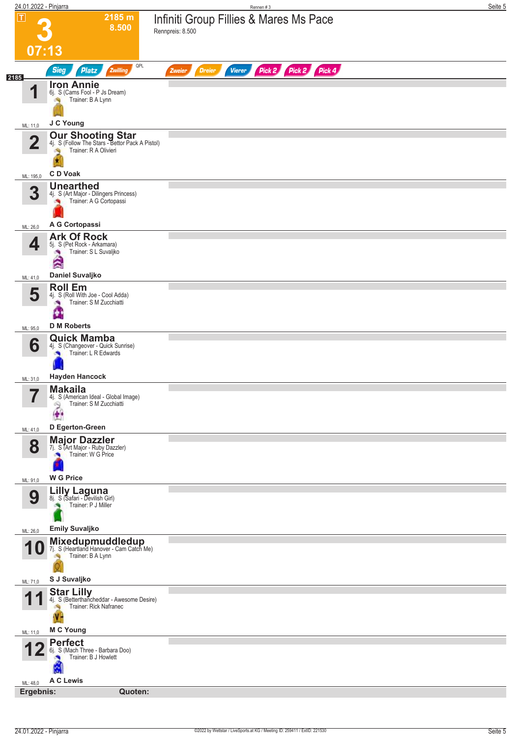# 3

**2185 m**
**8.500**

**07:13**

## Infiniti Group Fillies & Mares Ms Pace

Rennpreis: 8.500

Sieg | Platz | Zwilling | QPL | Zweier | Dreier | Vierer | Pick 2 | Pick 2 | Pick 4

2185

| Nr. | Pferd | Fahrer | ML |
|---|---|---|---|
| 1 | **Iron Annie** 6j. S (Cams Fool - P Js Dream) Trainer: B A Lynn | J C Young | ML: 11,0 |
| 2 | **Our Shooting Star** 4j. S (Follow The Stars - Bettor Pack A Pistol) Trainer: R A Olivieri | C D Voak | ML: 195,0 |
| 3 | **Unearthed** 4j. S (Art Major - Dilingers Princess) Trainer: A G Cortopassi | A G Cortopassi | ML: 26,0 |
| 4 | **Ark Of Rock** 5j. S (Pet Rock - Arkamara) Trainer: S L Suvaljko | Daniel Suvaljko | ML: 41,0 |
| 5 | **Roll Em** 4j. S (Roll With Joe - Cool Adda) Trainer: S M Zucchiatti | D M Roberts | ML: 95,0 |
| 6 | **Quick Mamba** 4j. S (Changeover - Quick Sunrise) Trainer: L R Edwards | Hayden Hancock | ML: 31,0 |
| 7 | **Makaila** 4j. S (American Ideal - Global Image) Trainer: S M Zucchiatti | D Egerton-Green | ML: 41,0 |
| 8 | **Major Dazzler** 7j. S (Art Major - Ruby Dazzler) Trainer: W G Price | W G Price | ML: 91,0 |
| 9 | **Lilly Laguna** 8j. S (Safari - Devilish Girl) Trainer: P J Miller | Emily Suvaljko | ML: 26,0 |
| 10 | **Mixedupmuddledup** 7j. S (Heartland Hanover - Cam Catch Me) Trainer: B A Lynn | S J Suvaljko | ML: 71,0 |
| 11 | **Star Lilly** 4j. S (Betterthancheddar - Awesome Desire) Trainer: Rick Nafranec | M C Young | ML: 11,0 |
| 12 | **Perfect** 6j. S (Mach Three - Barbara Doo) Trainer: B J Howlett | A C Lewis | ML: 48,0 |

**Ergebnis:** **Quoten:**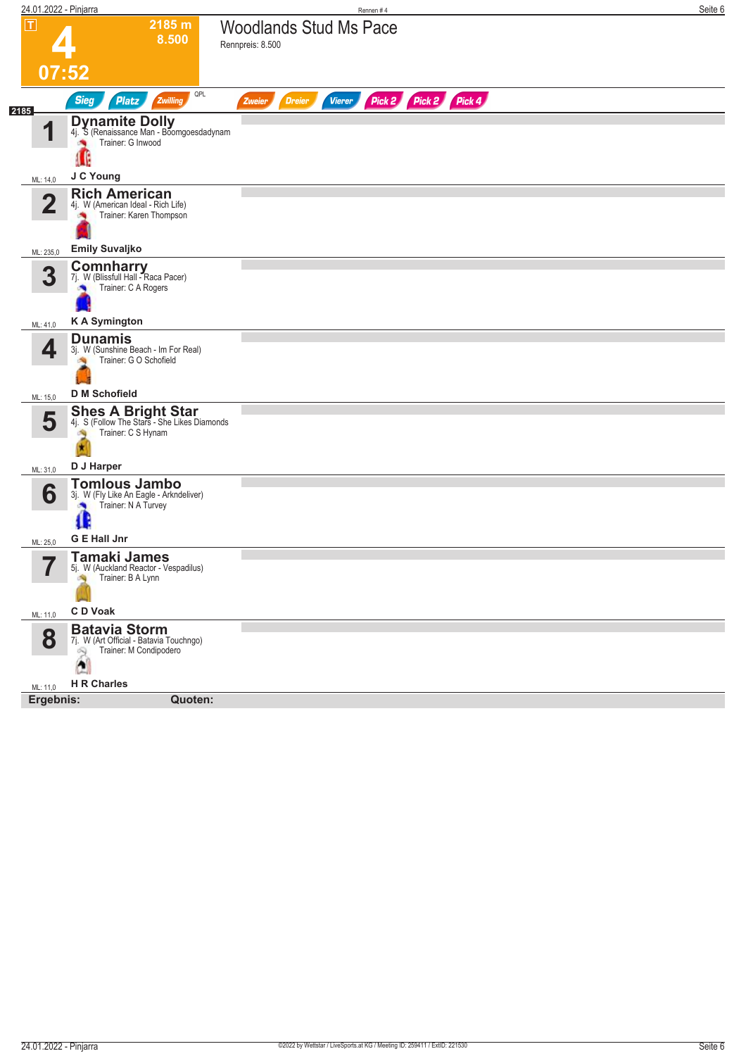# 4

**2185 m**
**8.500**

**07:52**

## Woodlands Stud Ms Pace

Rennpreis: 8.500

Sieg | Platz | Zwilling | QPL | Zweier | Dreier | Vierer | Pick 2 | Pick 2 | Pick 4

2185

| Nr. | Pferd | ML |
|---|---|---|
| 1 | **Dynamite Dolly**<br>4j. S (Renaissance Man - Boomgoesdadynam<br>Trainer: G Inwood<br>**J C Young** | ML: 14,0 |
| 2 | **Rich American**<br>4j. W (American Ideal - Rich Life)<br>Trainer: Karen Thompson<br>**Emily Suvaljko** | ML: 235,0 |
| 3 | **Comnharry**<br>7j. W (Blissfull Hall - Raca Pacer)<br>Trainer: C A Rogers<br>**K A Symington** | ML: 41,0 |
| 4 | **Dunamis**<br>3j. W (Sunshine Beach - Im For Real)<br>Trainer: G O Schofield<br>**D M Schofield** | ML: 15,0 |
| 5 | **Shes A Bright Star**<br>4j. S (Follow The Stars - She Likes Diamonds<br>Trainer: C S Hynam<br>**D J Harper** | ML: 31,0 |
| 6 | **Tomlous Jambo**<br>3j. W (Fly Like An Eagle - Arkndeliver)<br>Trainer: N A Turvey<br>**G E Hall Jnr** | ML: 25,0 |
| 7 | **Tamaki James**<br>5j. W (Auckland Reactor - Vespadilus)<br>Trainer: B A Lynn<br>**C D Voak** | ML: 11,0 |
| 8 | **Batavia Storm**<br>7j. W (Art Official - Batavia Touchngo)<br>Trainer: M Condipodero<br>**H R Charles** | ML: 11,0 |

**Ergebnis:** **Quoten:**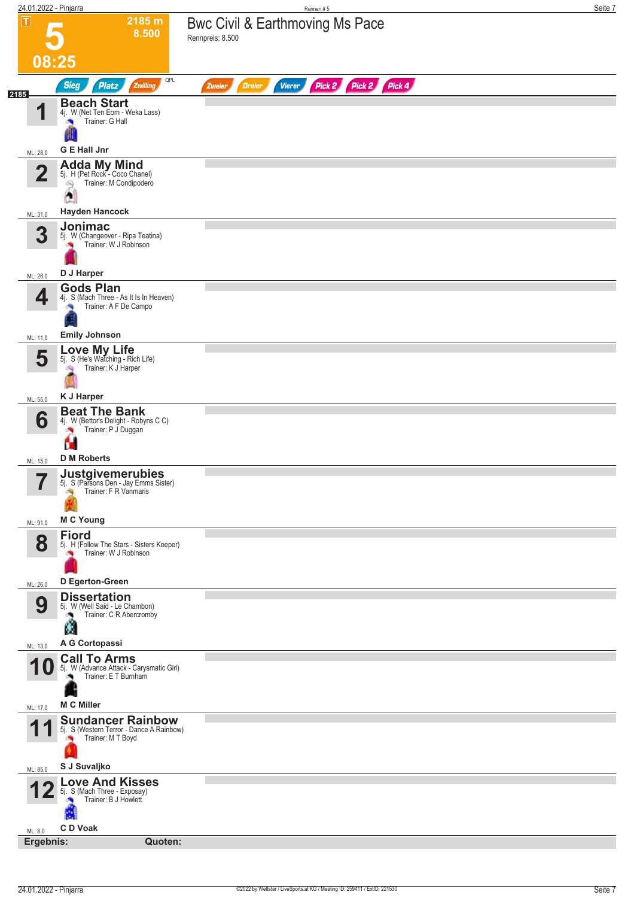# 5 — 08:25

**2185 m** — **8.500**

T

## Bwc Civil & Earthmoving Ms Pace

Rennpreis: 8.500

Sieg | Platz | Zwilling | QPL | Zweier | Dreier | Vierer | Pick 2 | Pick 2 | Pick 4

2185

| Nr. | Pferd | ML |
|---|---|---|
| 1 | **Beach Start**<br>4j. W (Net Ten Eom - Weka Lass)<br>Trainer: G Hall<br>**G E Hall Jnr** | ML: 28,0 |
| 2 | **Adda My Mind**<br>5j. H (Pet Rock - Coco Chanel)<br>Trainer: M Condipodero<br>**Hayden Hancock** | ML: 31,0 |
| 3 | **Jonimac**<br>5j. W (Changeover - Ripa Teatina)<br>Trainer: W J Robinson<br>**D J Harper** | ML: 26,0 |
| 4 | **Gods Plan**<br>4j. S (Mach Three - As It Is In Heaven)<br>Trainer: A F De Campo<br>**Emily Johnson** | ML: 11,0 |
| 5 | **Love My Life**<br>5j. S (He's Watching - Rich Life)<br>Trainer: K J Harper<br>**K J Harper** | ML: 55,0 |
| 6 | **Beat The Bank**<br>4j. W (Bettor's Delight - Robyns C C)<br>Trainer: P J Duggan<br>**D M Roberts** | ML: 15,0 |
| 7 | **Justgivemerubies**<br>5j. S (Parsons Den - Jay Emms Sister)<br>Trainer: F R Vanmaris<br>**M C Young** | ML: 91,0 |
| 8 | **Fiord**<br>5j. H (Follow The Stars - Sisters Keeper)<br>Trainer: W J Robinson<br>**D Egerton-Green** | ML: 26,0 |
| 9 | **Dissertation**<br>5j. W (Well Said - Le Chambon)<br>Trainer: C R Abercromby<br>**A G Cortopassi** | ML: 13,0 |
| 10 | **Call To Arms**<br>5j. W (Advance Attack - Carysmatic Girl)<br>Trainer: E T Burnham<br>**M C Miller** | ML: 17,0 |
| 11 | **Sundancer Rainbow**<br>5j. S (Western Terror - Dance A Rainbow)<br>Trainer: M T Boyd<br>**S J Suvaljko** | ML: 85,0 |
| 12 | **Love And Kisses**<br>5j. S (Mach Three - Exposay)<br>Trainer: B J Howlett<br>**C D Voak** | ML: 8,0 |

**Ergebnis:** **Quoten:**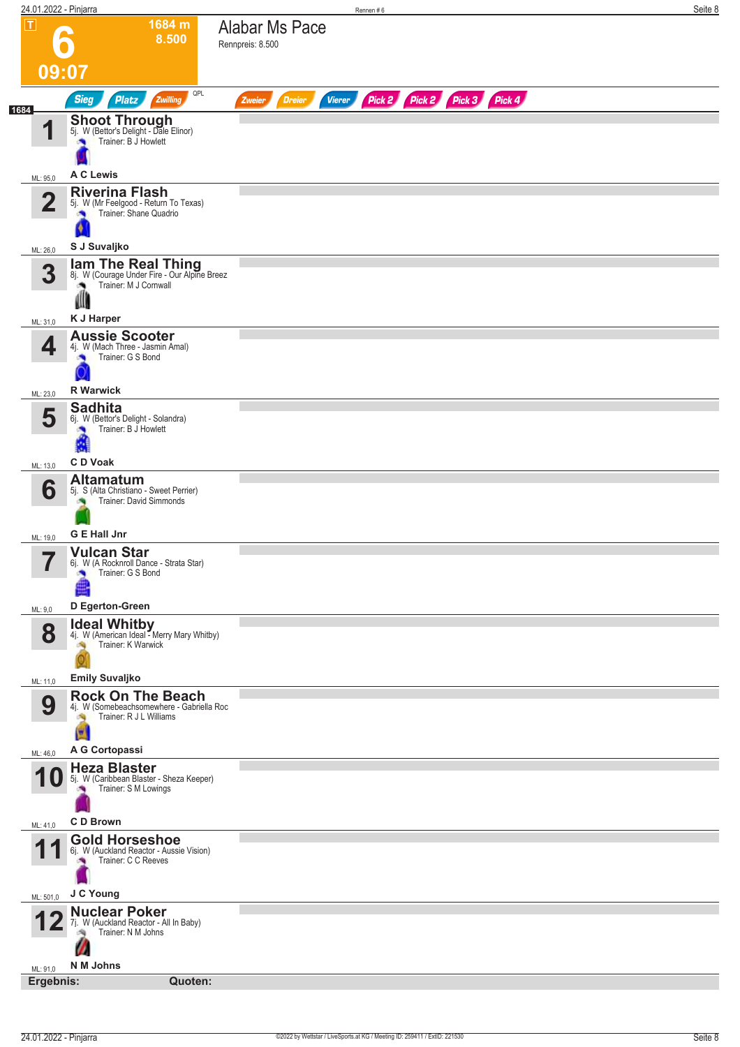# 6 — 09:07

**1684 m** — **8.500**

## Alabar Ms Pace

Rennpreis: 8.500

Sieg | Platz | Zwilling | QPL | Zweier | Dreier | Vierer | Pick 2 | Pick 2 | Pick 3 | Pick 4

**1684**

| Nr. | Pferd | Details | Trainer | Fahrer | ML |
|---|---|---|---|---|---|
| 1 | **Shoot Through** | 5j. W (Bettor's Delight - Dale Elinor) | B J Howlett | A C Lewis | 95,0 |
| 2 | **Riverina Flash** | 5j. W (Mr Feelgood - Return To Texas) | Shane Quadrio | S J Suvaljko | 26,0 |
| 3 | **Iam The Real Thing** | 8j. W (Courage Under Fire - Our Alpine Breez | M J Cornwall | K J Harper | 31,0 |
| 4 | **Aussie Scooter** | 4j. W (Mach Three - Jasmin Amal) | G S Bond | R Warwick | 23,0 |
| 5 | **Sadhita** | 6j. W (Bettor's Delight - Solandra) | B J Howlett | C D Voak | 13,0 |
| 6 | **Altamatum** | 5j. S (Alta Christiano - Sweet Perrier) | David Simmonds | G E Hall Jnr | 19,0 |
| 7 | **Vulcan Star** | 6j. W (A Rocknroll Dance - Strata Star) | G S Bond | D Egerton-Green | 9,0 |
| 8 | **Ideal Whitby** | 4j. W (American Ideal - Merry Mary Whitby) | K Warwick | Emily Suvaljko | 11,0 |
| 9 | **Rock On The Beach** | 4j. W (Somebeachsomewhere - Gabriella Roc | R J L Williams | A G Cortopassi | 46,0 |
| 10 | **Heza Blaster** | 5j. W (Caribbean Blaster - Sheza Keeper) | S M Lowings | C D Brown | 41,0 |
| 11 | **Gold Horseshoe** | 6j. W (Auckland Reactor - Aussie Vision) | C C Reeves | J C Young | 501,0 |
| 12 | **Nuclear Poker** | 7j. W (Auckland Reactor - All In Baby) | N M Johns | N M Johns | 91,0 |

**Ergebnis:** **Quoten:**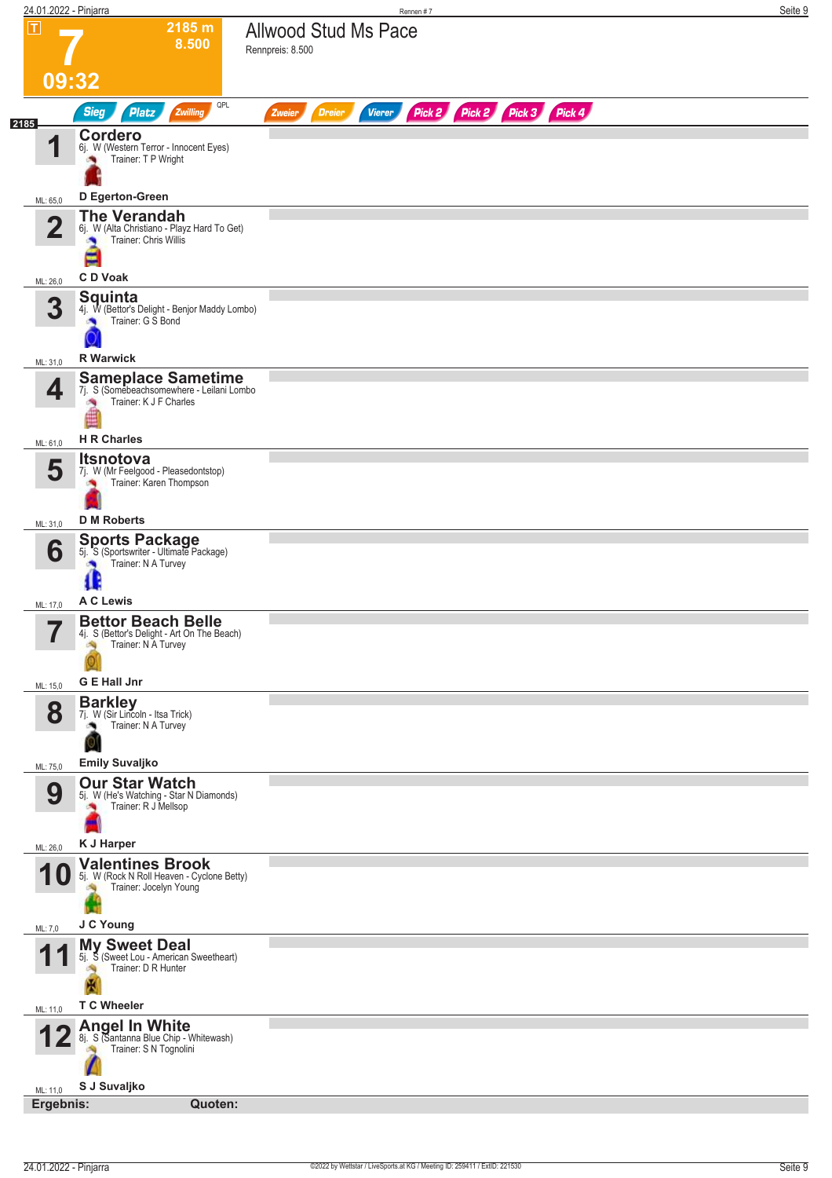# 7 — Allwood Stud Ms Pace

T | 2185 m | 8.500 | 09:32

Rennpreis: 8.500

Sieg | Platz | Zwilling | QPL | Zweier | Dreier | Vierer | Pick 2 | Pick 2 | Pick 3 | Pick 4

2185

| Nr. | Pferd | Alter/Geschlecht (Abstammung) | Trainer | Fahrer | ML |
|---|---|---|---|---|---|
| 1 | Cordero | 6j. W (Western Terror - Innocent Eyes) | T P Wright | D Egerton-Green | 65,0 |
| 2 | The Verandah | 6j. W (Alta Christiano - Playz Hard To Get) | Chris Willis | C D Voak | 26,0 |
| 3 | Squinta | 4j. W (Bettor's Delight - Benjor Maddy Lombo) | G S Bond | R Warwick | 31,0 |
| 4 | Sameplace Sametime | 7j. S (Somebeachsomewhere - Leilani Lombo | K J F Charles | H R Charles | 61,0 |
| 5 | Itsnotova | 7j. W (Mr Feelgood - Pleasedontstop) | Karen Thompson | D M Roberts | 31,0 |
| 6 | Sports Package | 5j. S (Sportswriter - Ultimate Package) | N A Turvey | A C Lewis | 17,0 |
| 7 | Bettor Beach Belle | 4j. S (Bettor's Delight - Art On The Beach) | N A Turvey | G E Hall Jnr | 15,0 |
| 8 | Barkley | 7j. W (Sir Lincoln - Itsa Trick) | N A Turvey | Emily Suvaljko | 75,0 |
| 9 | Our Star Watch | 5j. W (He's Watching - Star N Diamonds) | R J Mellsop | K J Harper | 26,0 |
| 10 | Valentines Brook | 5j. W (Rock N Roll Heaven - Cyclone Betty) | Jocelyn Young | J C Young | 7,0 |
| 11 | My Sweet Deal | 5j. S (Sweet Lou - American Sweetheart) | D R Hunter | T C Wheeler | 11,0 |
| 12 | Angel In White | 8j. S (Santanna Blue Chip - Whitewash) | S N Tognolini | S J Suvaljko | 11,0 |

**Ergebnis:** **Quoten:**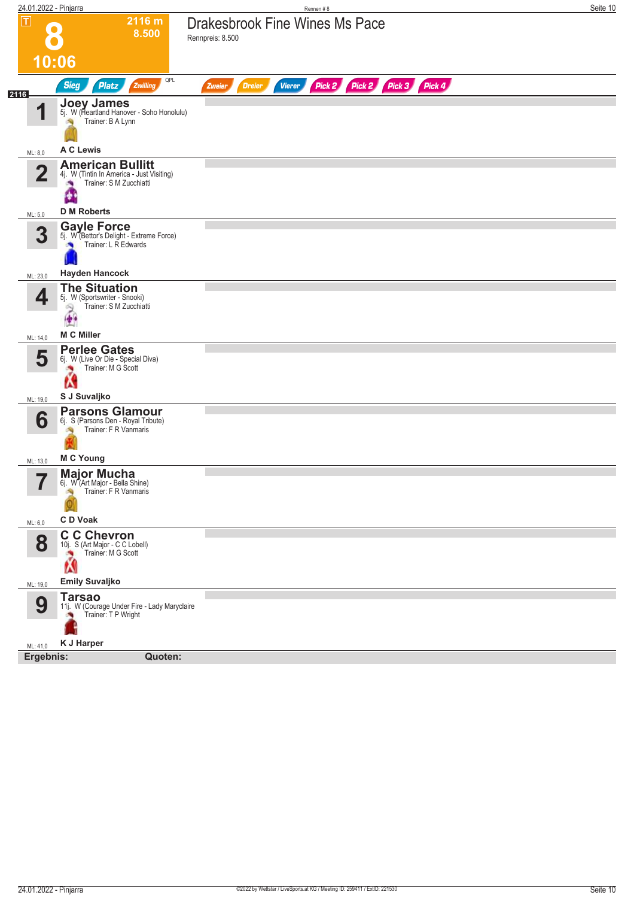# 8

**2116 m**
**8.500**

**10:06**

## Drakesbrook Fine Wines Ms Pace

Rennpreis: 8.500

Sieg | Platz | Zwilling | QPL | Zweier | Dreier | Vierer | Pick 2 | Pick 2 | Pick 3 | Pick 4

**2116**

| Nr. | Pferd | ML |
|---|---|---|
| 1 | **Joey James**<br>5j. W (Heartland Hanover - Soho Honolulu)<br>Trainer: B A Lynn<br>**A C Lewis** | ML: 8,0 |
| 2 | **American Bullitt**<br>4j. W (Tintin In America - Just Visiting)<br>Trainer: S M Zucchiatti<br>**D M Roberts** | ML: 5,0 |
| 3 | **Gayle Force**<br>5j. W (Bettor's Delight - Extreme Force)<br>Trainer: L R Edwards<br>**Hayden Hancock** | ML: 23,0 |
| 4 | **The Situation**<br>5j. W (Sportswriter - Snooki)<br>Trainer: S M Zucchiatti<br>**M C Miller** | ML: 14,0 |
| 5 | **Perlee Gates**<br>6j. W (Live Or Die - Special Diva)<br>Trainer: M G Scott<br>**S J Suvaljko** | ML: 19,0 |
| 6 | **Parsons Glamour**<br>6j. S (Parsons Den - Royal Tribute)<br>Trainer: F R Vanmaris<br>**M C Young** | ML: 13,0 |
| 7 | **Major Mucha**<br>6j. W (Art Major - Bella Shine)<br>Trainer: F R Vanmaris<br>**C D Voak** | ML: 6,0 |
| 8 | **C C Chevron**<br>10j. S (Art Major - C C Lobell)<br>Trainer: M G Scott<br>**Emily Suvaljko** | ML: 19,0 |
| 9 | **Tarsao**<br>11j. W (Courage Under Fire - Lady Maryclaire<br>Trainer: T P Wright<br>**K J Harper** | ML: 41,0 |

**Ergebnis:** **Quoten:**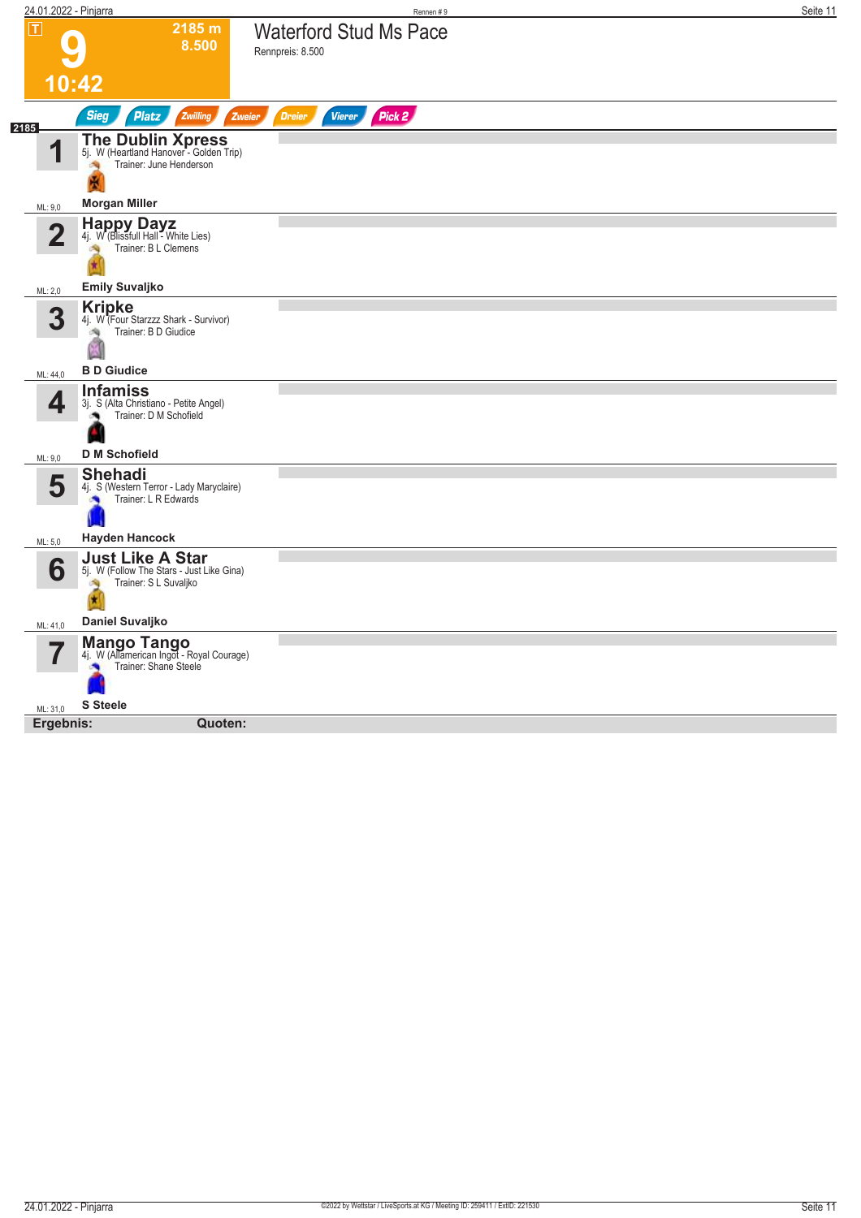# 9

**10:42**

2185 m
8.500

## Waterford Stud Ms Pace

Rennpreis: 8.500

Sieg | Platz | Zwilling | Zweier | Dreier | Vierer | Pick 2

2185

**1** **The Dublin Xpress**
5j. W (Heartland Hanover - Golden Trip)
Trainer: June Henderson
ML: 9,0 — **Morgan Miller**

**2** **Happy Dayz**
4j. W (Blissfull Hall - White Lies)
Trainer: B L Clemens
ML: 2,0 — **Emily Suvaljko**

**3** **Kripke**
4j. W (Four Starzzz Shark - Survivor)
Trainer: B D Giudice
ML: 44,0 — **B D Giudice**

**4** **Infamiss**
3j. S (Alta Christiano - Petite Angel)
Trainer: D M Schofield
ML: 9,0 — **D M Schofield**

**5** **Shehadi**
4j. S (Western Terror - Lady Maryclaire)
Trainer: L R Edwards
ML: 5,0 — **Hayden Hancock**

**6** **Just Like A Star**
5j. W (Follow The Stars - Just Like Gina)
Trainer: S L Suvaljko
ML: 41,0 — **Daniel Suvaljko**

**7** **Mango Tango**
4j. W (Allamerican Ingot - Royal Courage)
Trainer: Shane Steele
ML: 31,0 — **S Steele**

**Ergebnis:** **Quoten:**